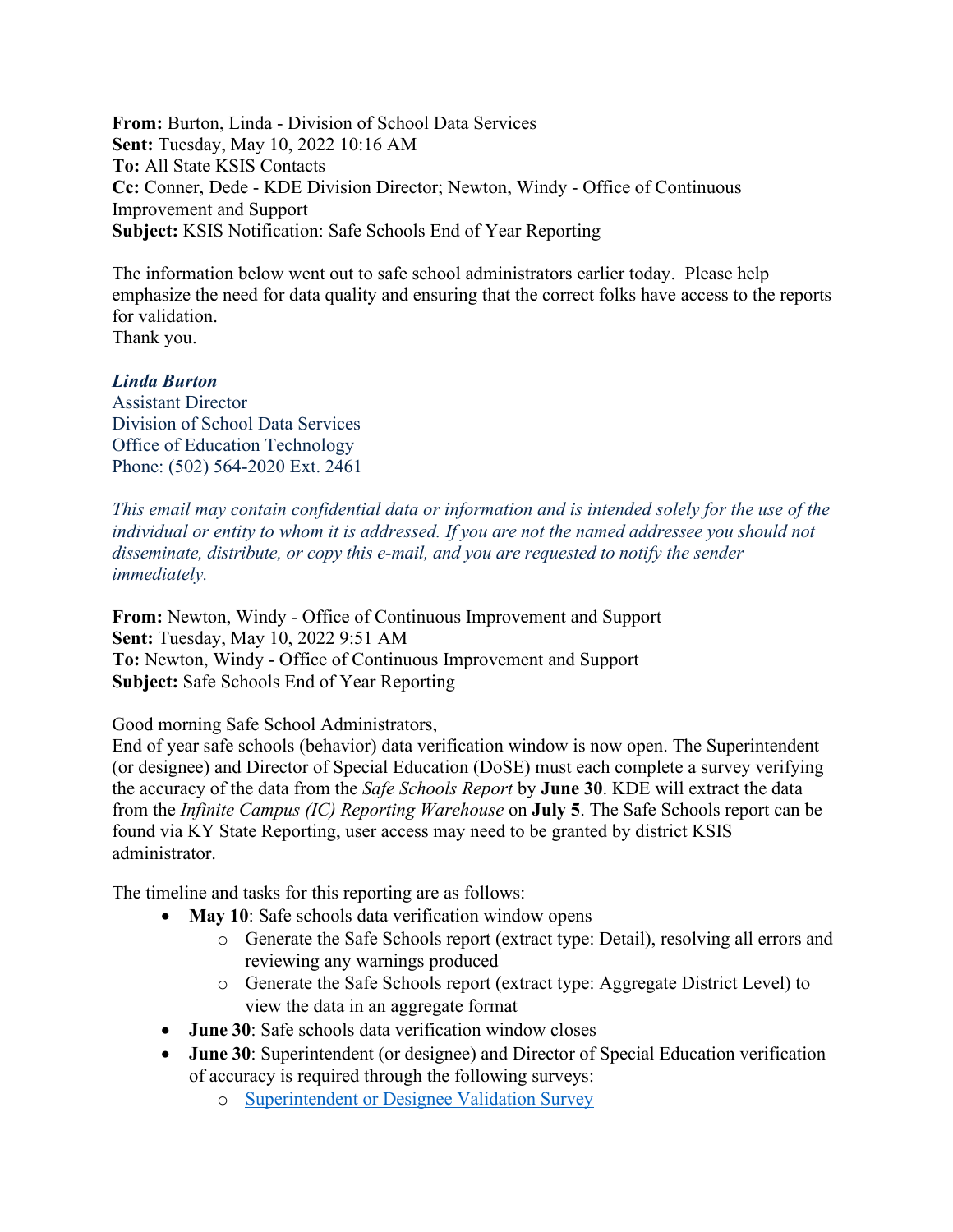**From:** Burton, Linda - Division of School Data Services
**Sent:** Tuesday, May 10, 2022 10:16 AM
**To:** All State KSIS Contacts
**Cc:** Conner, Dede - KDE Division Director; Newton, Windy - Office of Continuous Improvement and Support
**Subject:** KSIS Notification: Safe Schools End of Year Reporting

The information below went out to safe school administrators earlier today. Please help emphasize the need for data quality and ensuring that the correct folks have access to the reports for validation.
Thank you.

***Linda Burton***
Assistant Director
Division of School Data Services
Office of Education Technology
Phone: (502) 564-2020 Ext. 2461

*This email may contain confidential data or information and is intended solely for the use of the individual or entity to whom it is addressed. If you are not the named addressee you should not disseminate, distribute, or copy this e-mail, and you are requested to notify the sender immediately.*

**From:** Newton, Windy - Office of Continuous Improvement and Support
**Sent:** Tuesday, May 10, 2022 9:51 AM
**To:** Newton, Windy - Office of Continuous Improvement and Support
**Subject:** Safe Schools End of Year Reporting

Good morning Safe School Administrators,
End of year safe schools (behavior) data verification window is now open. The Superintendent (or designee) and Director of Special Education (DoSE) must each complete a survey verifying the accuracy of the data from the *Safe Schools Report* by **June 30**. KDE will extract the data from the *Infinite Campus (IC) Reporting Warehouse* on **July 5**. The Safe Schools report can be found via KY State Reporting, user access may need to be granted by district KSIS administrator.

The timeline and tasks for this reporting are as follows:

- **May 10**: Safe schools data verification window opens
    - Generate the Safe Schools report (extract type: Detail), resolving all errors and reviewing any warnings produced
    - Generate the Safe Schools report (extract type: Aggregate District Level) to view the data in an aggregate format
- **June 30**: Safe schools data verification window closes
- **June 30**: Superintendent (or designee) and Director of Special Education verification of accuracy is required through the following surveys:
    - Superintendent or Designee Validation Survey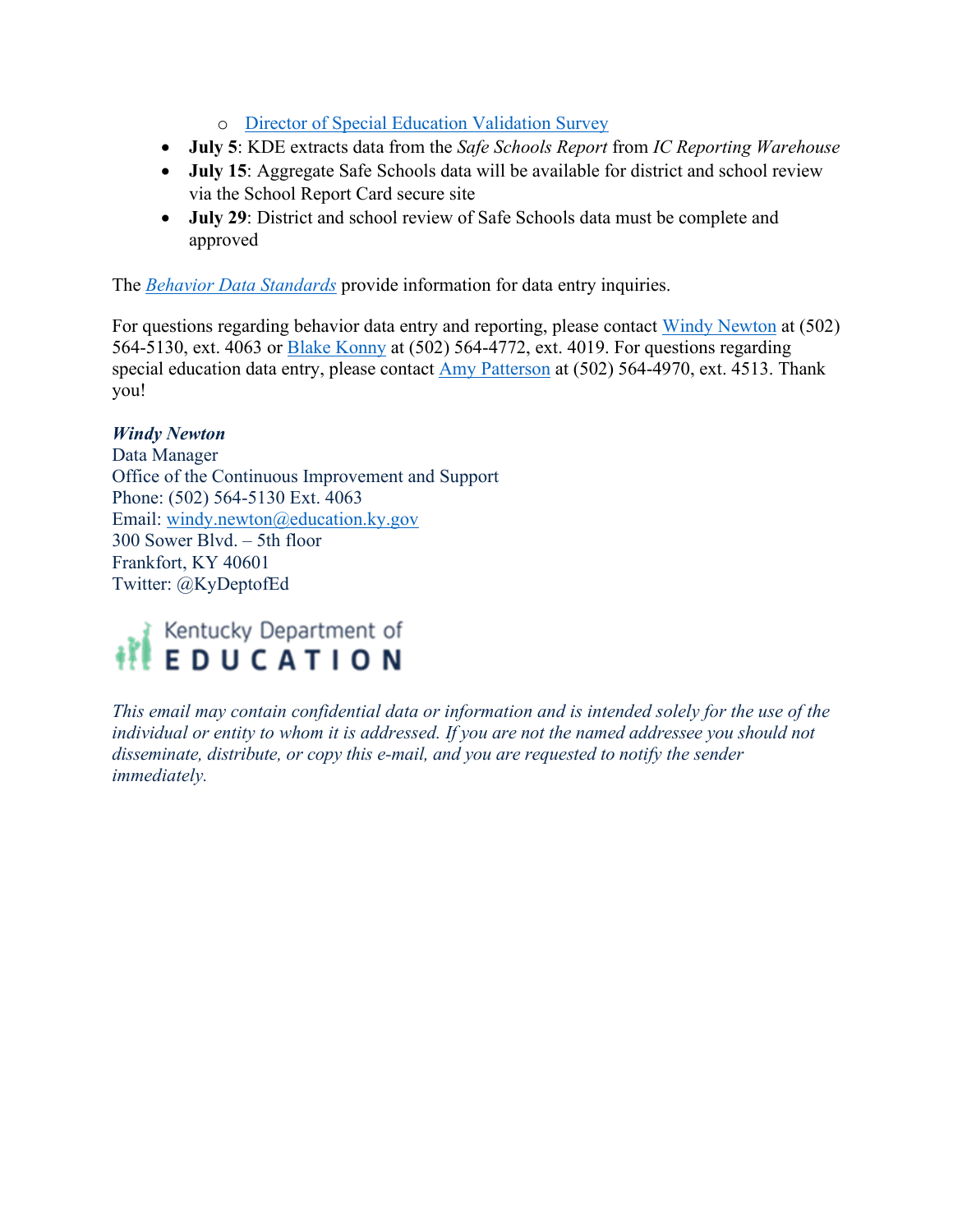- Director of Special Education Validation Survey
- **July 5**: KDE extracts data from the *Safe Schools Report* from *IC Reporting Warehouse*
- **July 15**: Aggregate Safe Schools data will be available for district and school review via the School Report Card secure site
- **July 29**: District and school review of Safe Schools data must be complete and approved

The *Behavior Data Standards* provide information for data entry inquiries.

For questions regarding behavior data entry and reporting, please contact Windy Newton at (502) 564-5130, ext. 4063 or Blake Konny at (502) 564-4772, ext. 4019. For questions regarding special education data entry, please contact Amy Patterson at (502) 564-4970, ext. 4513. Thank you!

***Windy Newton***
Data Manager
Office of the Continuous Improvement and Support
Phone: (502) 564-5130 Ext. 4063
Email: windy.newton@education.ky.gov
300 Sower Blvd. – 5th floor
Frankfort, KY 40601
Twitter: @KyDeptofEd

Kentucky Department of EDUCATION

*This email may contain confidential data or information and is intended solely for the use of the individual or entity to whom it is addressed. If you are not the named addressee you should not disseminate, distribute, or copy this e-mail, and you are requested to notify the sender immediately.*